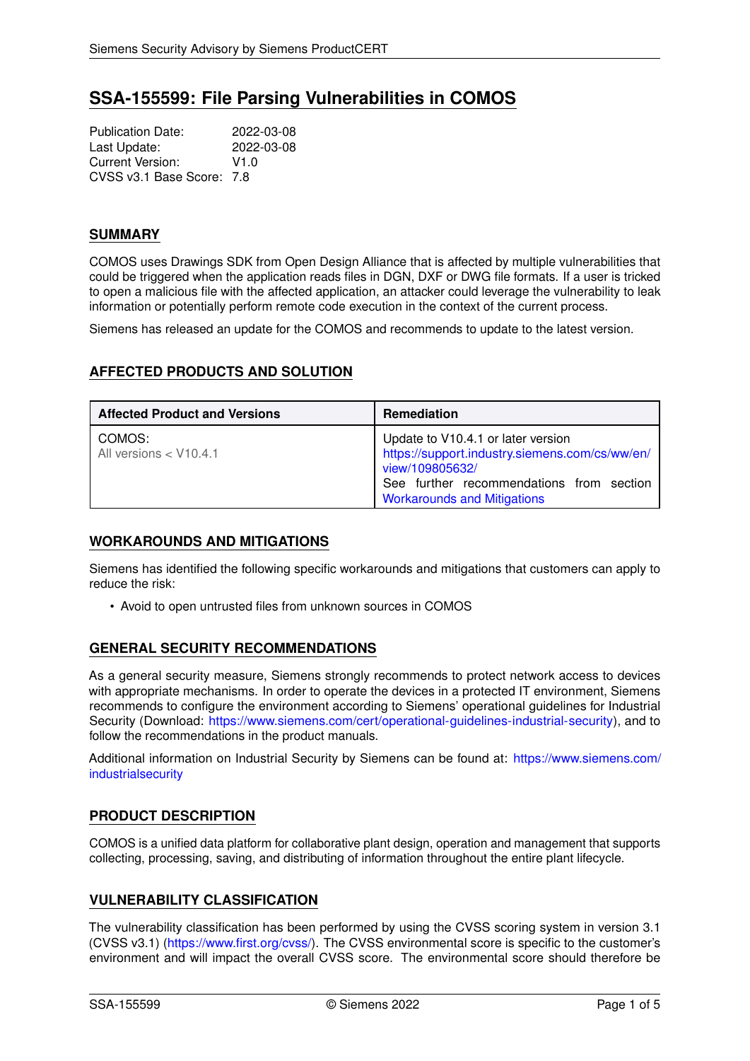# SSA-155599: File Parsing Vulnerabilities in COMOS

Publication Date: 2022-03-08
Last Update: 2022-03-08
Current Version: V1.0
CVSS v3.1 Base Score: 7.8

## SUMMARY

COMOS uses Drawings SDK from Open Design Alliance that is affected by multiple vulnerabilities that could be triggered when the application reads files in DGN, DXF or DWG file formats. If a user is tricked to open a malicious file with the affected application, an attacker could leverage the vulnerability to leak information or potentially perform remote code execution in the context of the current process.

Siemens has released an update for the COMOS and recommends to update to the latest version.

## AFFECTED PRODUCTS AND SOLUTION

| Affected Product and Versions | Remediation |
|---|---|
| COMOS:<br>All versions < V10.4.1 | Update to V10.4.1 or later version<br>https://support.industry.siemens.com/cs/ww/en/view/109805632/<br>See further recommendations from section Workarounds and Mitigations |

## WORKAROUNDS AND MITIGATIONS

Siemens has identified the following specific workarounds and mitigations that customers can apply to reduce the risk:

- Avoid to open untrusted files from unknown sources in COMOS

## GENERAL SECURITY RECOMMENDATIONS

As a general security measure, Siemens strongly recommends to protect network access to devices with appropriate mechanisms. In order to operate the devices in a protected IT environment, Siemens recommends to configure the environment according to Siemens' operational guidelines for Industrial Security (Download: https://www.siemens.com/cert/operational-guidelines-industrial-security), and to follow the recommendations in the product manuals.

Additional information on Industrial Security by Siemens can be found at: https://www.siemens.com/industrialsecurity

## PRODUCT DESCRIPTION

COMOS is a unified data platform for collaborative plant design, operation and management that supports collecting, processing, saving, and distributing of information throughout the entire plant lifecycle.

## VULNERABILITY CLASSIFICATION

The vulnerability classification has been performed by using the CVSS scoring system in version 3.1 (CVSS v3.1) (https://www.first.org/cvss/). The CVSS environmental score is specific to the customer's environment and will impact the overall CVSS score. The environmental score should therefore be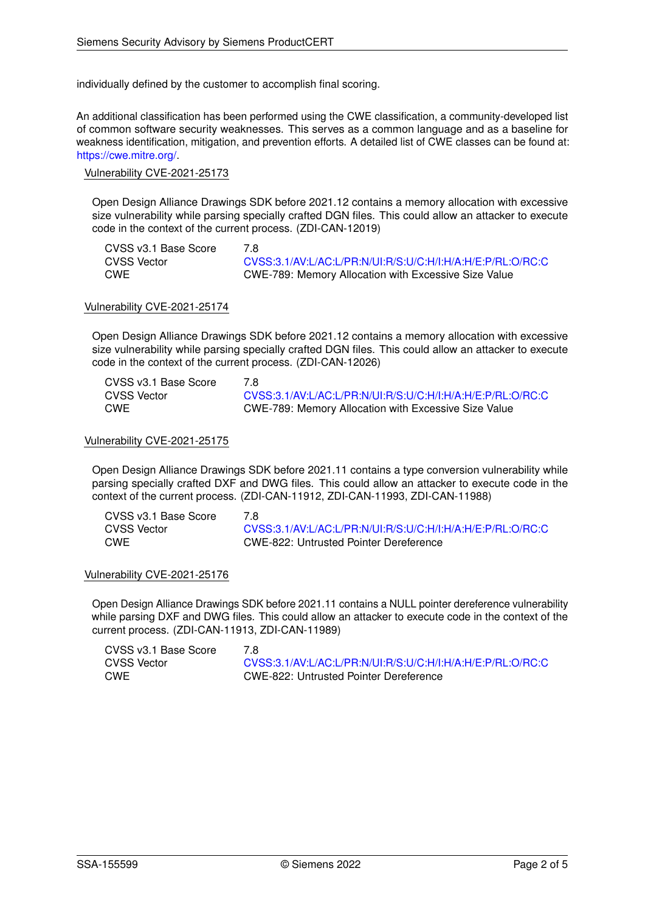individually defined by the customer to accomplish final scoring.

An additional classification has been performed using the CWE classification, a community-developed list of common software security weaknesses. This serves as a common language and as a baseline for weakness identification, mitigation, and prevention efforts. A detailed list of CWE classes can be found at: https://cwe.mitre.org/.

### Vulnerability CVE-2021-25173

Open Design Alliance Drawings SDK before 2021.12 contains a memory allocation with excessive size vulnerability while parsing specially crafted DGN files. This could allow an attacker to execute code in the context of the current process. (ZDI-CAN-12019)

| | |
|---|---|
| CVSS v3.1 Base Score | 7.8 |
| CVSS Vector | CVSS:3.1/AV:L/AC:L/PR:N/UI:R/S:U/C:H/I:H/A:H/E:P/RL:O/RC:C |
| CWE | CWE-789: Memory Allocation with Excessive Size Value |

### Vulnerability CVE-2021-25174

Open Design Alliance Drawings SDK before 2021.12 contains a memory allocation with excessive size vulnerability while parsing specially crafted DGN files. This could allow an attacker to execute code in the context of the current process. (ZDI-CAN-12026)

| | |
|---|---|
| CVSS v3.1 Base Score | 7.8 |
| CVSS Vector | CVSS:3.1/AV:L/AC:L/PR:N/UI:R/S:U/C:H/I:H/A:H/E:P/RL:O/RC:C |
| CWE | CWE-789: Memory Allocation with Excessive Size Value |

### Vulnerability CVE-2021-25175

Open Design Alliance Drawings SDK before 2021.11 contains a type conversion vulnerability while parsing specially crafted DXF and DWG files. This could allow an attacker to execute code in the context of the current process. (ZDI-CAN-11912, ZDI-CAN-11993, ZDI-CAN-11988)

| | |
|---|---|
| CVSS v3.1 Base Score | 7.8 |
| CVSS Vector | CVSS:3.1/AV:L/AC:L/PR:N/UI:R/S:U/C:H/I:H/A:H/E:P/RL:O/RC:C |
| CWE | CWE-822: Untrusted Pointer Dereference |

### Vulnerability CVE-2021-25176

Open Design Alliance Drawings SDK before 2021.11 contains a NULL pointer dereference vulnerability while parsing DXF and DWG files. This could allow an attacker to execute code in the context of the current process. (ZDI-CAN-11913, ZDI-CAN-11989)

| | |
|---|---|
| CVSS v3.1 Base Score | 7.8 |
| CVSS Vector | CVSS:3.1/AV:L/AC:L/PR:N/UI:R/S:U/C:H/I:H/A:H/E:P/RL:O/RC:C |
| CWE | CWE-822: Untrusted Pointer Dereference |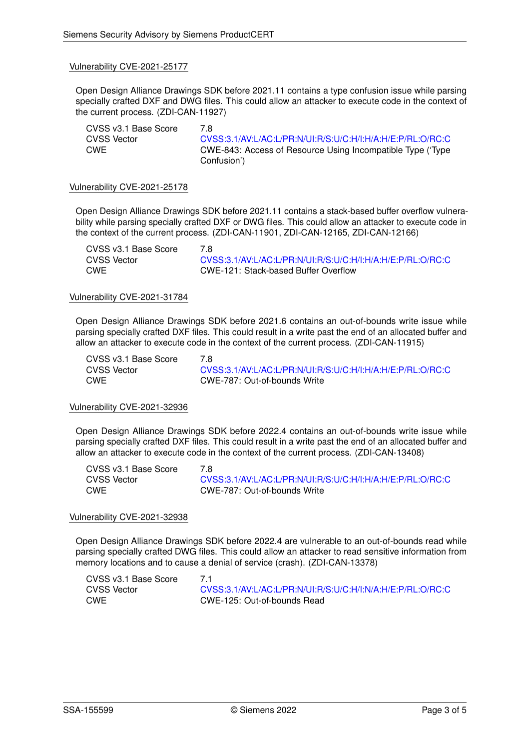### Vulnerability CVE-2021-25177

Open Design Alliance Drawings SDK before 2021.11 contains a type confusion issue while parsing specially crafted DXF and DWG files. This could allow an attacker to execute code in the context of the current process. (ZDI-CAN-11927)

| | |
|---|---|
| CVSS v3.1 Base Score | 7.8 |
| CVSS Vector | CVSS:3.1/AV:L/AC:L/PR:N/UI:R/S:U/C:H/I:H/A:H/E:P/RL:O/RC:C |
| CWE | CWE-843: Access of Resource Using Incompatible Type ('Type Confusion') |

### Vulnerability CVE-2021-25178

Open Design Alliance Drawings SDK before 2021.11 contains a stack-based buffer overflow vulnerability while parsing specially crafted DXF or DWG files. This could allow an attacker to execute code in the context of the current process. (ZDI-CAN-11901, ZDI-CAN-12165, ZDI-CAN-12166)

| | |
|---|---|
| CVSS v3.1 Base Score | 7.8 |
| CVSS Vector | CVSS:3.1/AV:L/AC:L/PR:N/UI:R/S:U/C:H/I:H/A:H/E:P/RL:O/RC:C |
| CWE | CWE-121: Stack-based Buffer Overflow |

### Vulnerability CVE-2021-31784

Open Design Alliance Drawings SDK before 2021.6 contains an out-of-bounds write issue while parsing specially crafted DXF files. This could result in a write past the end of an allocated buffer and allow an attacker to execute code in the context of the current process. (ZDI-CAN-11915)

| | |
|---|---|
| CVSS v3.1 Base Score | 7.8 |
| CVSS Vector | CVSS:3.1/AV:L/AC:L/PR:N/UI:R/S:U/C:H/I:H/A:H/E:P/RL:O/RC:C |
| CWE | CWE-787: Out-of-bounds Write |

### Vulnerability CVE-2021-32936

Open Design Alliance Drawings SDK before 2022.4 contains an out-of-bounds write issue while parsing specially crafted DXF files. This could result in a write past the end of an allocated buffer and allow an attacker to execute code in the context of the current process. (ZDI-CAN-13408)

| | |
|---|---|
| CVSS v3.1 Base Score | 7.8 |
| CVSS Vector | CVSS:3.1/AV:L/AC:L/PR:N/UI:R/S:U/C:H/I:H/A:H/E:P/RL:O/RC:C |
| CWE | CWE-787: Out-of-bounds Write |

### Vulnerability CVE-2021-32938

Open Design Alliance Drawings SDK before 2022.4 are vulnerable to an out-of-bounds read while parsing specially crafted DWG files. This could allow an attacker to read sensitive information from memory locations and to cause a denial of service (crash). (ZDI-CAN-13378)

| | |
|---|---|
| CVSS v3.1 Base Score | 7.1 |
| CVSS Vector | CVSS:3.1/AV:L/AC:L/PR:N/UI:R/S:U/C:H/I:N/A:H/E:P/RL:O/RC:C |
| CWE | CWE-125: Out-of-bounds Read |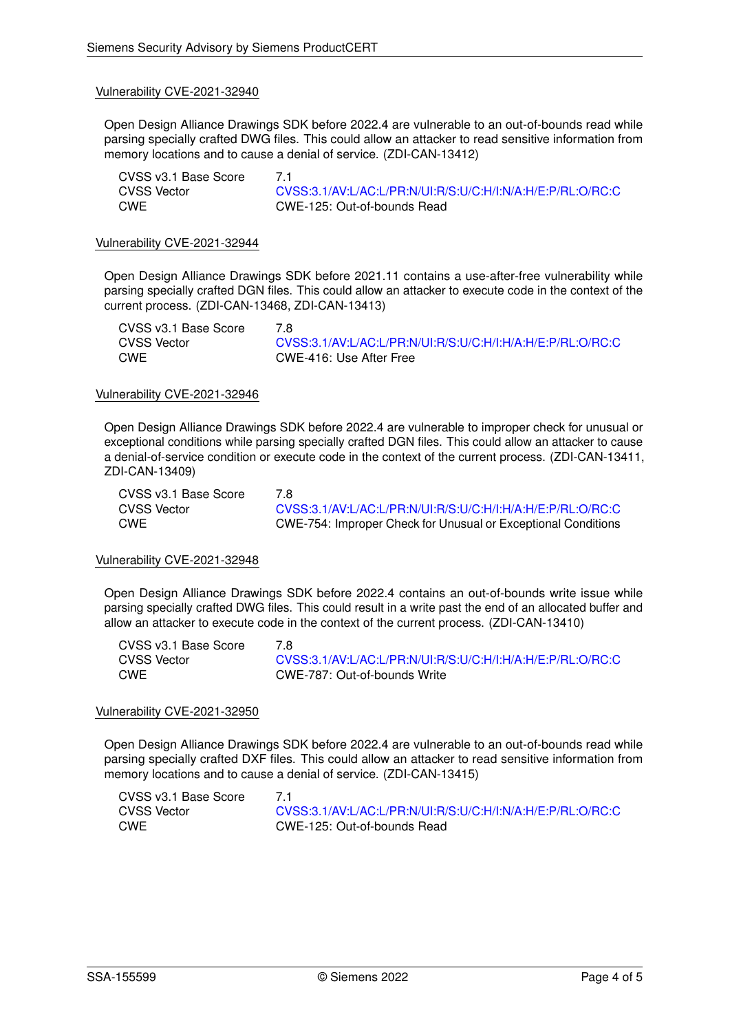### Vulnerability CVE-2021-32940

Open Design Alliance Drawings SDK before 2022.4 are vulnerable to an out-of-bounds read while parsing specially crafted DWG files. This could allow an attacker to read sensitive information from memory locations and to cause a denial of service. (ZDI-CAN-13412)

| | |
|---|---|
| CVSS v3.1 Base Score | 7.1 |
| CVSS Vector | CVSS:3.1/AV:L/AC:L/PR:N/UI:R/S:U/C:H/I:N/A:H/E:P/RL:O/RC:C |
| CWE | CWE-125: Out-of-bounds Read |

### Vulnerability CVE-2021-32944

Open Design Alliance Drawings SDK before 2021.11 contains a use-after-free vulnerability while parsing specially crafted DGN files. This could allow an attacker to execute code in the context of the current process. (ZDI-CAN-13468, ZDI-CAN-13413)

| | |
|---|---|
| CVSS v3.1 Base Score | 7.8 |
| CVSS Vector | CVSS:3.1/AV:L/AC:L/PR:N/UI:R/S:U/C:H/I:H/A:H/E:P/RL:O/RC:C |
| CWE | CWE-416: Use After Free |

### Vulnerability CVE-2021-32946

Open Design Alliance Drawings SDK before 2022.4 are vulnerable to improper check for unusual or exceptional conditions while parsing specially crafted DGN files. This could allow an attacker to cause a denial-of-service condition or execute code in the context of the current process. (ZDI-CAN-13411, ZDI-CAN-13409)

| | |
|---|---|
| CVSS v3.1 Base Score | 7.8 |
| CVSS Vector | CVSS:3.1/AV:L/AC:L/PR:N/UI:R/S:U/C:H/I:H/A:H/E:P/RL:O/RC:C |
| CWE | CWE-754: Improper Check for Unusual or Exceptional Conditions |

### Vulnerability CVE-2021-32948

Open Design Alliance Drawings SDK before 2022.4 contains an out-of-bounds write issue while parsing specially crafted DWG files. This could result in a write past the end of an allocated buffer and allow an attacker to execute code in the context of the current process. (ZDI-CAN-13410)

| | |
|---|---|
| CVSS v3.1 Base Score | 7.8 |
| CVSS Vector | CVSS:3.1/AV:L/AC:L/PR:N/UI:R/S:U/C:H/I:H/A:H/E:P/RL:O/RC:C |
| CWE | CWE-787: Out-of-bounds Write |

### Vulnerability CVE-2021-32950

Open Design Alliance Drawings SDK before 2022.4 are vulnerable to an out-of-bounds read while parsing specially crafted DXF files. This could allow an attacker to read sensitive information from memory locations and to cause a denial of service. (ZDI-CAN-13415)

| | |
|---|---|
| CVSS v3.1 Base Score | 7.1 |
| CVSS Vector | CVSS:3.1/AV:L/AC:L/PR:N/UI:R/S:U/C:H/I:N/A:H/E:P/RL:O/RC:C |
| CWE | CWE-125: Out-of-bounds Read |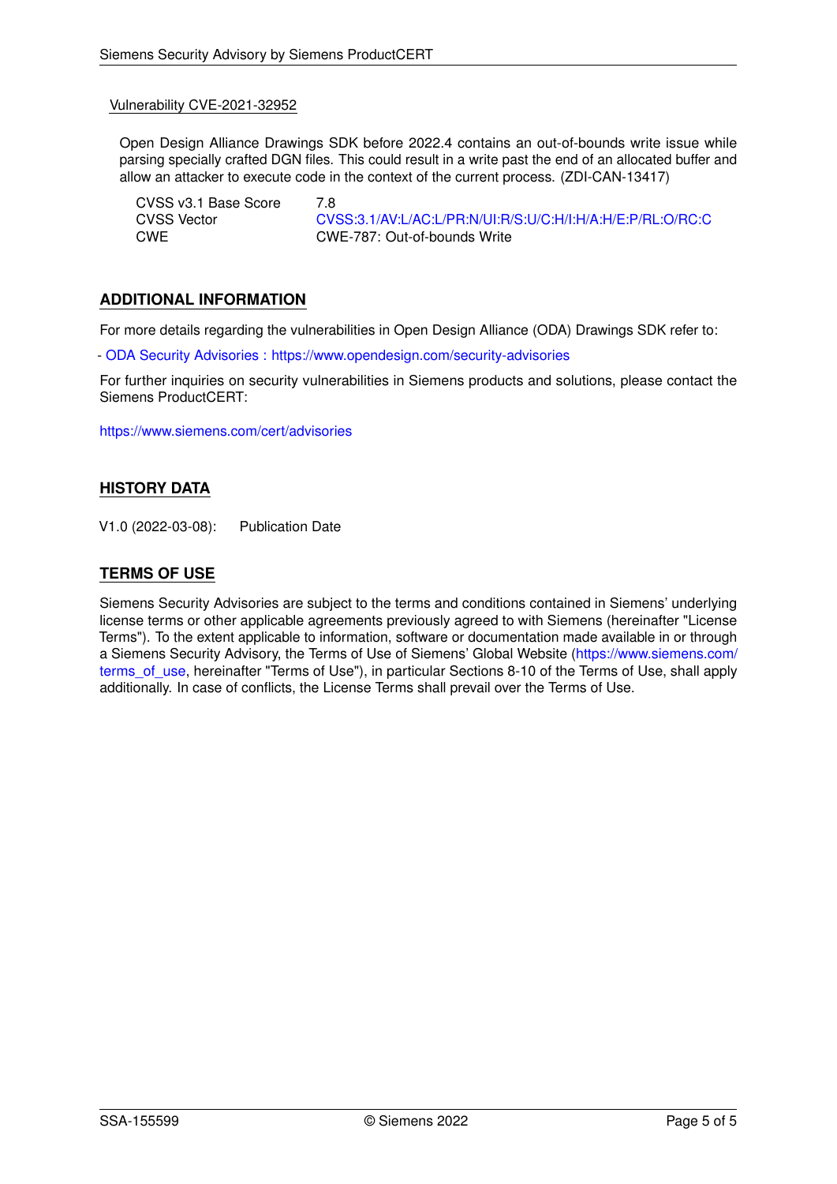Vulnerability CVE-2021-32952

Open Design Alliance Drawings SDK before 2022.4 contains an out-of-bounds write issue while parsing specially crafted DGN files. This could result in a write past the end of an allocated buffer and allow an attacker to execute code in the context of the current process. (ZDI-CAN-13417)

| | |
|---|---|
| CVSS v3.1 Base Score | 7.8 |
| CVSS Vector | CVSS:3.1/AV:L/AC:L/PR:N/UI:R/S:U/C:H/I:H/A:H/E:P/RL:O/RC:C |
| CWE | CWE-787: Out-of-bounds Write |

## ADDITIONAL INFORMATION

For more details regarding the vulnerabilities in Open Design Alliance (ODA) Drawings SDK refer to:

- ODA Security Advisories : https://www.opendesign.com/security-advisories

For further inquiries on security vulnerabilities in Siemens products and solutions, please contact the Siemens ProductCERT:

https://www.siemens.com/cert/advisories

## HISTORY DATA

V1.0 (2022-03-08): Publication Date

## TERMS OF USE

Siemens Security Advisories are subject to the terms and conditions contained in Siemens' underlying license terms or other applicable agreements previously agreed to with Siemens (hereinafter "License Terms"). To the extent applicable to information, software or documentation made available in or through a Siemens Security Advisory, the Terms of Use of Siemens' Global Website (https://www.siemens.com/terms_of_use, hereinafter "Terms of Use"), in particular Sections 8-10 of the Terms of Use, shall apply additionally. In case of conflicts, the License Terms shall prevail over the Terms of Use.